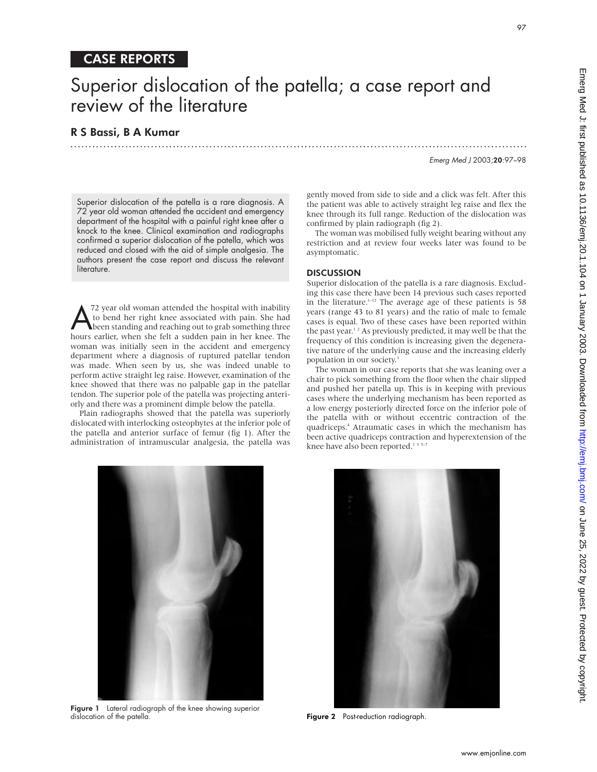CASE REPORTS

# Superior dislocation of the patella; a case report and review of the literature

## R S Bassi, B A Kumar

Superior dislocation of the patella is a rare diagnosis. A 72 year old woman attended the accident and emergency department of the hospital with a painful right knee after a knock to the knee. Clinical examination and radiographs confirmed a superior dislocation of the patella, which was reduced and closed with the aid of simple analgesia. The authors present the case report and discuss the relevant literature.

A 72 year old woman attended the hospital with inability to bend her right knee associated with pain. She had been standing and reaching out to grab something three hours earlier, when she felt a sudden pain in her knee. The woman was initially seen in the accident and emergency department where a diagnosis of ruptured patellar tendon was made. When seen by us, she was indeed unable to perform active straight leg raise. However, examination of the knee showed that there was no palpable gap in the patellar tendon. The superior pole of the patella was projecting anteriorly and there was a prominent dimple below the patella.

Plain radiographs showed that the patella was superiorly dislocated with interlocking osteophytes at the inferior pole of the patella and anterior surface of femur (fig 1). After the administration of intramuscular analgesia, the patella was gently moved from side to side and a click was felt. After this the patient was able to actively straight leg raise and flex the knee through its full range. Reduction of the dislocation was confirmed by plain radiograph (fig 2).

The woman was mobilised fully weight bearing without any restriction and at review four weeks later was found to be asymptomatic.

## DISCUSSION

Superior dislocation of the patella is a rare diagnosis. Excluding this case there have been 14 previous such cases reported in the literature.[1–12] The average age of these patients is 58 years (range 43 to 81 years) and the ratio of male to female cases is equal. Two of these cases have been reported within the past year.[1,2] As previously predicted, it may well be that the frequency of this condition is increasing given the degenerative nature of the underlying cause and the increasing elderly population in our society.[3]

The woman in our case reports that she was leaning over a chair to pick something from the floor when the chair slipped and pushed her patella up. This is in keeping with previous cases where the underlying mechanism has been reported as a low energy posteriorly directed force on the inferior pole of the patella with or without eccentric contraction of the quadriceps.[4] Atraumatic cases in which the mechanism has been active quadriceps contraction and hyperextension of the knee have also been reported.[1,3,5–7]

**Figure 1** Lateral radiograph of the knee showing superior dislocation of the patella.

**Figure 2** Post-reduction radiograph.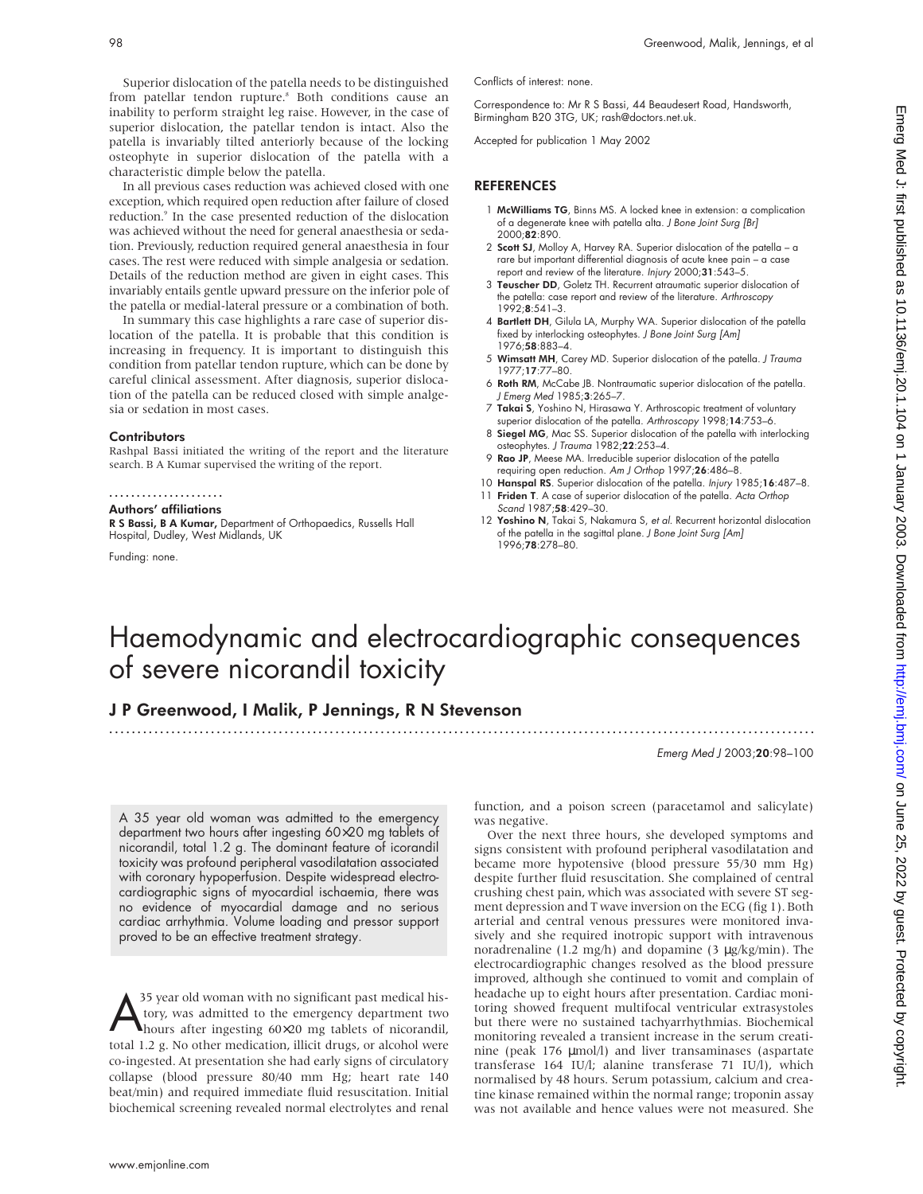Superior dislocation of the patella needs to be distinguished from patellar tendon rupture.[8] Both conditions cause an inability to perform straight leg raise. However, in the case of superior dislocation, the patellar tendon is intact. Also the patella is invariably tilted anteriorly because of the locking osteophyte in superior dislocation of the patella with a characteristic dimple below the patella.

In all previous cases reduction was achieved closed with one exception, which required open reduction after failure of closed reduction.[9] In the case presented reduction of the dislocation was achieved without the need for general anaesthesia or sedation. Previously, reduction required general anaesthesia in four cases. The rest were reduced with simple analgesia or sedation. Details of the reduction method are given in eight cases. This invariably entails gentle upward pressure on the inferior pole of the patella or medial-lateral pressure or a combination of both.

In summary this case highlights a rare case of superior dislocation of the patella. It is probable that this condition is increasing in frequency. It is important to distinguish this condition from patellar tendon rupture, which can be done by careful clinical assessment. After diagnosis, superior dislocation of the patella can be reduced closed with simple analgesia or sedation in most cases.

#### Contributors

Rashpal Bassi initiated the writing of the report and the literature search. B A Kumar supervised the writing of the report.

#### Authors' affiliations

**R S Bassi, B A Kumar,** Department of Orthopaedics, Russells Hall Hospital, Dudley, West Midlands, UK

Funding: none.

Conflicts of interest: none.

Correspondence to: Mr R S Bassi, 44 Beaudesert Road, Handsworth, Birmingham B20 3TG, UK; rash@doctors.net.uk.

Accepted for publication 1 May 2002

### REFERENCES

1. **McWilliams TG**, Binns MS. A locked knee in extension: a complication of a degenerate knee with patella alta. *J Bone Joint Surg [Br]* 2000;**82**:890.
2. **Scott SJ**, Molloy A, Harvey RA. Superior dislocation of the patella – a rare but important differential diagnosis of acute knee pain – a case report and review of the literature. *Injury* 2000;**31**:543–5.
3. **Teuscher DD**, Goletz TH. Recurrent atraumatic superior dislocation of the patella: case report and review of the literature. *Arthroscopy* 1992;**8**:541–3.
4. **Bartlett DH**, Gilula LA, Murphy WA. Superior dislocation of the patella fixed by interlocking osteophytes. *J Bone Joint Surg [Am]* 1976;**58**:883–4.
5. **Wimsatt MH**, Carey MD. Superior dislocation of the patella. *J Trauma* 1977;**17**:77–80.
6. **Roth RM**, McCabe JB. Nontraumatic superior dislocation of the patella. *J Emerg Med* 1985;**3**:265–7.
7. **Takai S**, Yoshino N, Hirasawa Y. Arthroscopic treatment of voluntary superior dislocation of the patella. *Arthroscopy* 1998;**14**:753–6.
8. **Siegel MG**, Mac SS. Superior dislocation of the patella with interlocking osteophytes. *J Trauma* 1982;**22**:253–4.
9. **Rao JP**, Meese MA. Irreducible superior dislocation of the patella requiring open reduction. *Am J Orthop* 1997;**26**:486–8.
10. **Hanspal RS**. Superior dislocation of the patella. *Injury* 1985;**16**:487–8.
11. **Friden T**. A case of superior dislocation of the patella. *Acta Orthop Scand* 1987;**58**:429–30.
12. **Yoshino N**, Takai S, Nakamura S, *et al*. Recurrent horizontal dislocation of the patella in the sagittal plane. *J Bone Joint Surg [Am]* 1996;**78**:278–80.

# Haemodynamic and electrocardiographic consequences of severe nicorandil toxicity

## J P Greenwood, I Malik, P Jennings, R N Stevenson

*Emerg Med J* 2003;**20**:98–100

A 35 year old woman was admitted to the emergency department two hours after ingesting 60×20 mg tablets of nicorandil, total 1.2 g. The dominant feature of icorandil toxicity was profound peripheral vasodilatation associated with coronary hypoperfusion. Despite widespread electrocardiographic signs of myocardial ischaemia, there was no evidence of myocardial damage and no serious cardiac arrhythmia. Volume loading and pressor support proved to be an effective treatment strategy.

A 35 year old woman with no significant past medical history, was admitted to the emergency department two hours after ingesting 60×20 mg tablets of nicorandil, total 1.2 g. No other medication, illicit drugs, or alcohol were co-ingested. At presentation she had early signs of circulatory collapse (blood pressure 80/40 mm Hg; heart rate 140 beat/min) and required immediate fluid resuscitation. Initial biochemical screening revealed normal electrolytes and renal function, and a poison screen (paracetamol and salicylate) was negative.

Over the next three hours, she developed symptoms and signs consistent with profound peripheral vasodilatation and became more hypotensive (blood pressure 55/30 mm Hg) despite further fluid resuscitation. She complained of central crushing chest pain, which was associated with severe ST segment depression and T wave inversion on the ECG (fig 1). Both arterial and central venous pressures were monitored invasively and she required inotropic support with intravenous noradrenaline (1.2 mg/h) and dopamine (3 μg/kg/min). The electrocardiographic changes resolved as the blood pressure improved, although she continued to vomit and complain of headache up to eight hours after presentation. Cardiac monitoring showed frequent multifocal ventricular extrasystoles but there were no sustained tachyarrhythmias. Biochemical monitoring revealed a transient increase in the serum creatinine (peak 176 μmol/l) and liver transaminases (aspartate transferase 164 IU/l; alanine transferase 71 IU/l), which normalised by 48 hours. Serum potassium, calcium and creatine kinase remained within the normal range; troponin assay was not available and hence values were not measured. She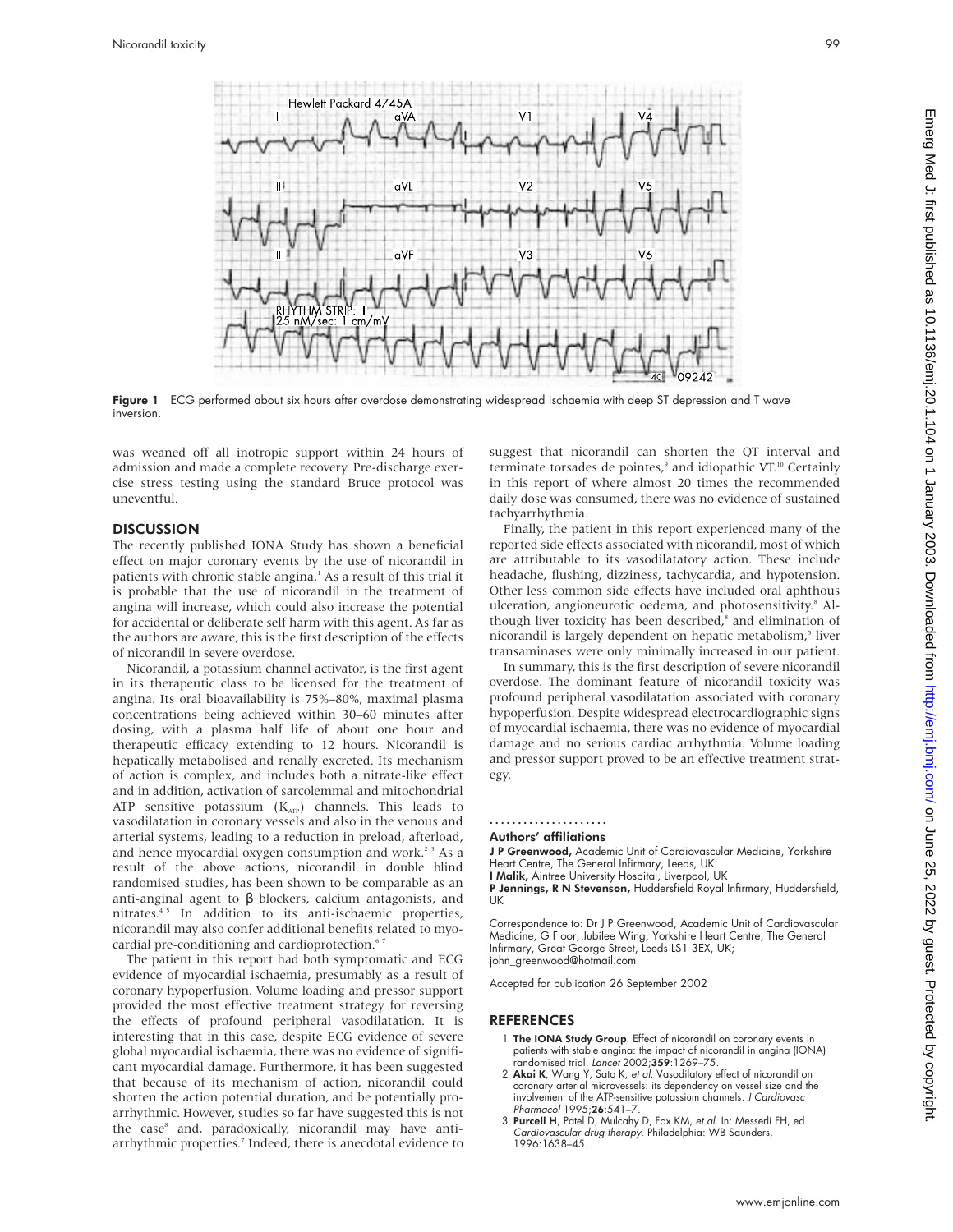Figure 1 ECG performed about six hours after overdose demonstrating widespread ischaemia with deep ST depression and T wave inversion.

was weaned off all inotropic support within 24 hours of admission and made a complete recovery. Pre-discharge exercise stress testing using the standard Bruce protocol was uneventful.

## DISCUSSION

The recently published IONA Study has shown a beneficial effect on major coronary events by the use of nicorandil in patients with chronic stable angina.[1] As a result of this trial it is probable that the use of nicorandil in the treatment of angina will increase, which could also increase the potential for accidental or deliberate self harm with this agent. As far as the authors are aware, this is the first description of the effects of nicorandil in severe overdose.

Nicorandil, a potassium channel activator, is the first agent in its therapeutic class to be licensed for the treatment of angina. Its oral bioavailability is 75%–80%, maximal plasma concentrations being achieved within 30–60 minutes after dosing, with a plasma half life of about one hour and therapeutic efficacy extending to 12 hours. Nicorandil is hepatically metabolised and renally excreted. Its mechanism of action is complex, and includes both a nitrate-like effect and in addition, activation of sarcolemmal and mitochondrial ATP sensitive potassium ($K_{ATP}$) channels. This leads to vasodilatation in coronary vessels and also in the venous and arterial systems, leading to a reduction in preload, afterload, and hence myocardial oxygen consumption and work.[2,3] As a result of the above actions, nicorandil in double blind randomised studies, has been shown to be comparable as an anti-anginal agent to β blockers, calcium antagonists, and nitrates.[4,5] In addition to its anti-ischaemic properties, nicorandil may also confer additional benefits related to myocardial pre-conditioning and cardioprotection.[6,7]

The patient in this report had both symptomatic and ECG evidence of myocardial ischaemia, presumably as a result of coronary hypoperfusion. Volume loading and pressor support provided the most effective treatment strategy for reversing the effects of profound peripheral vasodilatation. It is interesting that in this case, despite ECG evidence of severe global myocardial ischaemia, there was no evidence of significant myocardial damage. Furthermore, it has been suggested that because of its mechanism of action, nicorandil could shorten the action potential duration, and be potentially proarrhythmic. However, studies so far have suggested this is not the case[8] and, paradoxically, nicorandil may have antiarrhythmic properties.[7] Indeed, there is anecdotal evidence to suggest that nicorandil can shorten the QT interval and terminate torsades de pointes,[9] and idiopathic VT.[10] Certainly in this report of where almost 20 times the recommended daily dose was consumed, there was no evidence of sustained tachyarrhythmia.

Finally, the patient in this report experienced many of the reported side effects associated with nicorandil, most of which are attributable to its vasodilatatory action. These include headache, flushing, dizziness, tachycardia, and hypotension. Other less common side effects have included oral aphthous ulceration, angioneurotic oedema, and photosensitivity.[8] Although liver toxicity has been described,[8] and elimination of nicorandil is largely dependent on hepatic metabolism,[5] liver transaminases were only minimally increased in our patient.

In summary, this is the first description of severe nicorandil overdose. The dominant feature of nicorandil toxicity was profound peripheral vasodilatation associated with coronary hypoperfusion. Despite widespread electrocardiographic signs of myocardial ischaemia, there was no evidence of myocardial damage and no serious cardiac arrhythmia. Volume loading and pressor support proved to be an effective treatment strategy.

### Authors' affiliations

**J P Greenwood,** Academic Unit of Cardiovascular Medicine, Yorkshire Heart Centre, The General Infirmary, Leeds, UK
**I Malik,** Aintree University Hospital, Liverpool, UK
**P Jennings, R N Stevenson,** Huddersfield Royal Infirmary, Huddersfield, UK

Correspondence to: Dr J P Greenwood, Academic Unit of Cardiovascular Medicine, G Floor, Jubilee Wing, Yorkshire Heart Centre, The General Infirmary, Great George Street, Leeds LS1 3EX, UK; john_greenwood@hotmail.com

Accepted for publication 26 September 2002

## REFERENCES

1 **The IONA Study Group**. Effect of nicorandil on coronary events in patients with stable angina: the impact of nicorandil in angina (IONA) randomised trial. *Lancet* 2002;**359**:1269–75.
2 **Akai K**, Wang Y, Sato K, *et al*. Vasodilatory effect of nicorandil on coronary arterial microvessels: its dependency on vessel size and the involvement of the ATP-sensitive potassium channels. *J Cardiovasc Pharmacol* 1995;**26**:541–7.
3 **Purcell H**, Patel D, Mulcahy D, Fox KM, *et al*. In: Messerli FH, ed. *Cardiovascular drug therapy*. Philadelphia: WB Saunders, 1996:1638–45.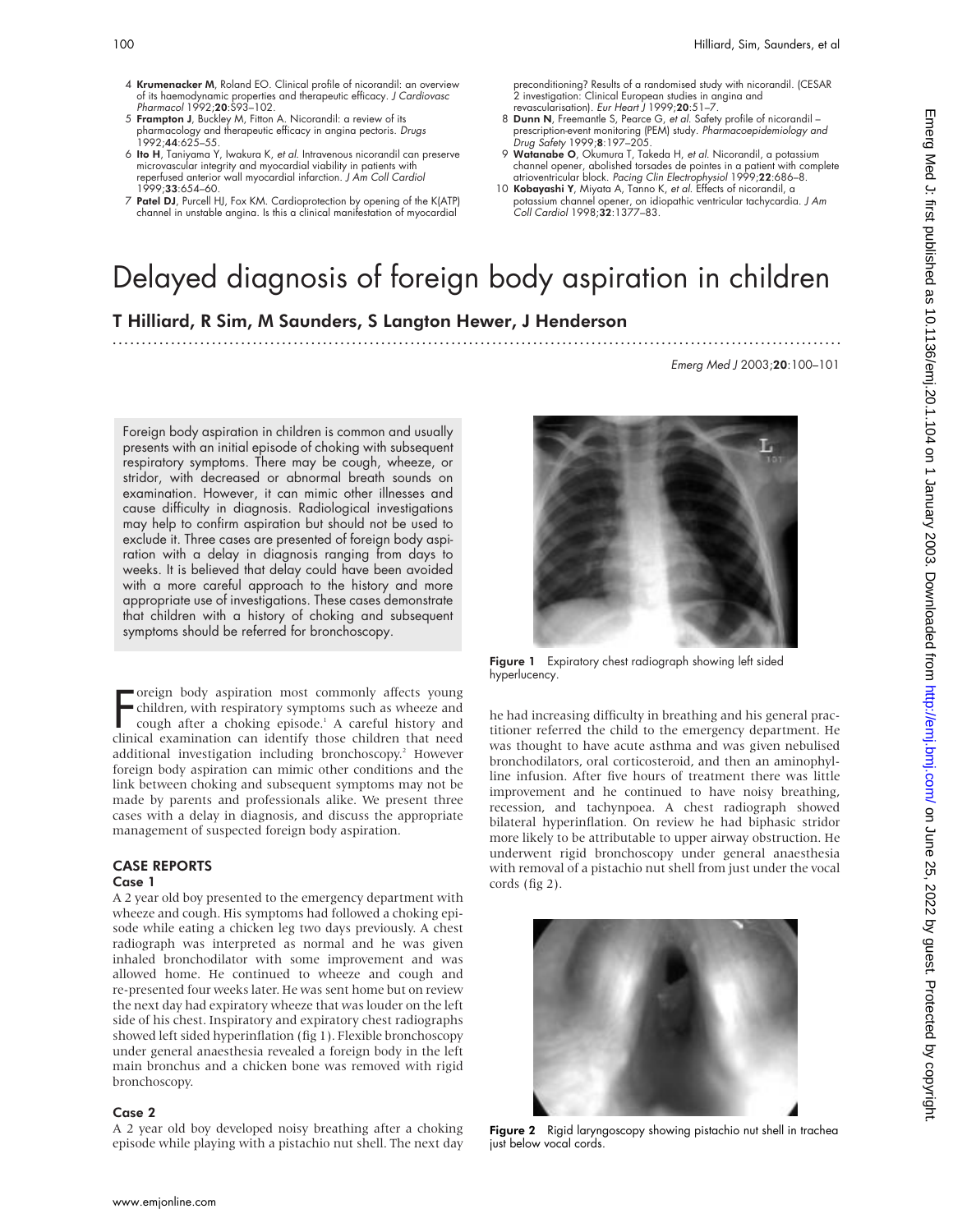4 **Krumenacker M**, Roland EO. Clinical profile of nicorandil: an overview of its haemodynamic properties and therapeutic efficacy. *J Cardiovasc Pharmacol* 1992;**20**:S93–102.

5 **Frampton J**, Buckley M, Fitton A. Nicorandil: a review of its pharmacology and therapeutic efficacy in angina pectoris. *Drugs* 1992;**44**:625–55.

6 **Ito H**, Taniyama Y, Iwakura K, *et al*. Intravenous nicorandil can preserve microvascular integrity and myocardial viability in patients with reperfused anterior wall myocardial infarction. *J Am Coll Cardiol* 1999;**33**:654–60.

7 **Patel DJ**, Purcell HJ, Fox KM. Cardioprotection by opening of the K(ATP) channel in unstable angina. Is this a clinical manifestation of myocardial preconditioning? Results of a randomised study with nicorandil. (CESAR 2 investigation: Clinical European studies in angina and revascularisation). *Eur Heart J* 1999;**20**:51–7.

8 **Dunn N**, Freemantle S, Pearce G, *et al*. Safety profile of nicorandil – prescription-event monitoring (PEM) study. *Pharmacoepidemiology and Drug Safety* 1999;**8**:197–205.

9 **Watanabe O**, Okumura T, Takeda H, *et al*. Nicorandil, a potassium channel opener, abolished torsades de pointes in a patient with complete atrioventricular block. *Pacing Clin Electrophysiol* 1999;**22**:686–8.

10 **Kobayashi Y**, Miyata A, Tanno K, *et al*. Effects of nicorandil, a potassium channel opener, on idiopathic ventricular tachycardia. *J Am Coll Cardiol* 1998;**32**:1377–83.

# Delayed diagnosis of foreign body aspiration in children

**T Hilliard, R Sim, M Saunders, S Langton Hewer, J Henderson**

*Emerg Med J* 2003;**20**:100–101

Foreign body aspiration in children is common and usually presents with an initial episode of choking with subsequent respiratory symptoms. There may be cough, wheeze, or stridor, with decreased or abnormal breath sounds on examination. However, it can mimic other illnesses and cause difficulty in diagnosis. Radiological investigations may help to confirm aspiration but should not be used to exclude it. Three cases are presented of foreign body aspiration with a delay in diagnosis ranging from days to weeks. It is believed that delay could have been avoided with a more careful approach to the history and more appropriate use of investigations. These cases demonstrate that children with a history of choking and subsequent symptoms should be referred for bronchoscopy.

Foreign body aspiration most commonly affects young children, with respiratory symptoms such as wheeze and cough after a choking episode.[1] A careful history and clinical examination can identify those children that need additional investigation including bronchoscopy.[2] However foreign body aspiration can mimic other conditions and the link between choking and subsequent symptoms may not be made by parents and professionals alike. We present three cases with a delay in diagnosis, and discuss the appropriate management of suspected foreign body aspiration.

## CASE REPORTS

### Case 1

A 2 year old boy presented to the emergency department with wheeze and cough. His symptoms had followed a choking episode while eating a chicken leg two days previously. A chest radiograph was interpreted as normal and he was given inhaled bronchodilator with some improvement and was allowed home. He continued to wheeze and cough and re-presented four weeks later. He was sent home but on review the next day had expiratory wheeze that was louder on the left side of his chest. Inspiratory and expiratory chest radiographs showed left sided hyperinflation (fig 1). Flexible bronchoscopy under general anaesthesia revealed a foreign body in the left main bronchus and a chicken bone was removed with rigid bronchoscopy.

### Case 2

A 2 year old boy developed noisy breathing after a choking episode while playing with a pistachio nut shell. The next day he had increasing difficulty in breathing and his general practitioner referred the child to the emergency department. He was thought to have acute asthma and was given nebulised bronchodilators, oral corticosteroid, and then an aminophylline infusion. After five hours of treatment there was little improvement and he continued to have noisy breathing, recession, and tachynpoea. A chest radiograph showed bilateral hyperinflation. On review he had biphasic stridor more likely to be attributable to upper airway obstruction. He underwent rigid bronchoscopy under general anaesthesia with removal of a pistachio nut shell from just under the vocal cords (fig 2).

**Figure 1** Expiratory chest radiograph showing left sided hyperlucency.

**Figure 2** Rigid laryngoscopy showing pistachio nut shell in trachea just below vocal cords.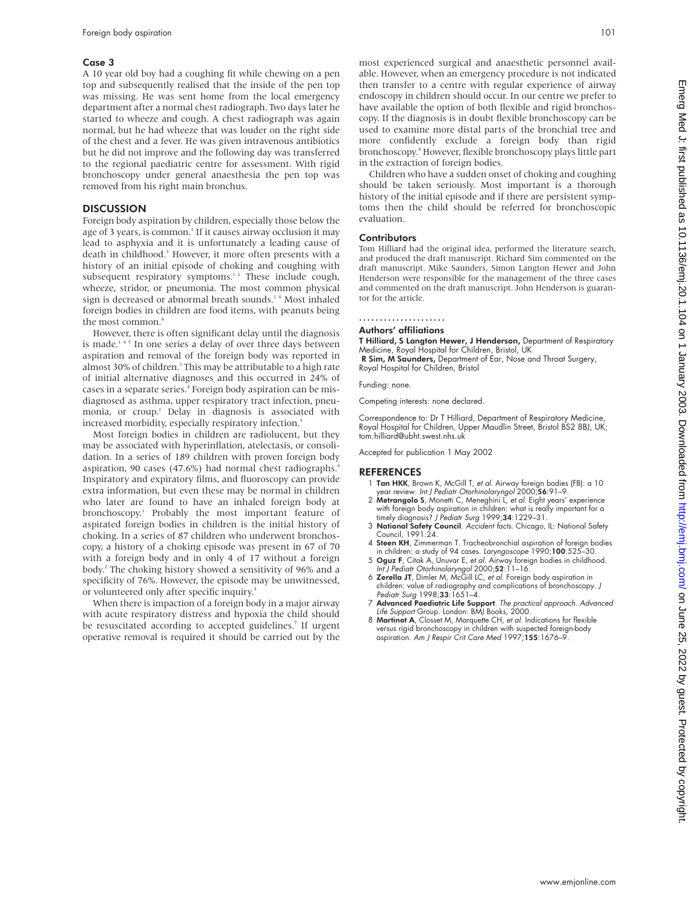### Case 3

A 10 year old boy had a coughing fit while chewing on a pen top and subsequently realised that the inside of the pen top was missing. He was sent home from the local emergency department after a normal chest radiograph. Two days later he started to wheeze and cough. A chest radiograph was again normal, but he had wheeze that was louder on the right side of the chest and a fever. He was given intravenous antibiotics but he did not improve and the following day was transferred to the regional paediatric centre for assessment. With rigid bronchoscopy under general anaesthesia the pen top was removed from his right main bronchus.

## DISCUSSION

Foreign body aspiration by children, especially those below the age of 3 years, is common.[1] If it causes airway occlusion it may lead to asphyxia and it is unfortunately a leading cause of death in childhood.[3] However, it more often presents with a history of an initial episode of choking and coughing with subsequent respiratory symptoms.[1 2] These include cough, wheeze, stridor, or pneumonia. The most common physical sign is decreased or abnormal breath sounds.[1 4] Most inhaled foreign bodies in children are food items, with peanuts being the most common.[4]

However, there is often significant delay until the diagnosis is made.[1 4 5] In one series a delay of over three days between aspiration and removal of the foreign body was reported in almost 30% of children.[1] This may be attributable to a high rate of initial alternative diagnoses and this occurred in 24% of cases in a separate series.[4] Foreign body aspiration can be misdiagnosed as asthma, upper respiratory tract infection, pneumonia, or croup.[1] Delay in diagnosis is associated with increased morbidity, especially respiratory infection.[5]

Most foreign bodies in children are radiolucent, but they may be associated with hyperinflation, atelectasis, or consolidation. In a series of 189 children with proven foreign body aspiration, 90 cases (47.6%) had normal chest radiographs.[6] Inspiratory and expiratory films, and fluoroscopy can provide extra information, but even these may be normal in children who later are found to have an inhaled foreign body at bronchoscopy.[1] Probably the most important feature of aspirated foreign bodies in children is the initial history of choking. In a series of 87 children who underwent bronchoscopy, a history of a choking episode was present in 67 of 70 with a foreign body and in only 4 of 17 without a foreign body.[2] The choking history showed a sensitivity of 96% and a specificity of 76%. However, the episode may be unwitnessed, or volunteered only after specific inquiry.[5]

When there is impaction of a foreign body in a major airway with acute respiratory distress and hypoxia the child should be resuscitated according to accepted guidelines.[7] If urgent operative removal is required it should be carried out by the most experienced surgical and anaesthetic personnel available. However, when an emergency procedure is not indicated then transfer to a centre with regular experience of airway endoscopy in children should occur. In our centre we prefer to have available the option of both flexible and rigid bronchoscopy. If the diagnosis is in doubt flexible bronchoscopy can be used to examine more distal parts of the bronchial tree and more confidently exclude a foreign body than rigid bronchoscopy.[8] However, flexible bronchoscopy plays little part in the extraction of foreign bodies.

Children who have a sudden onset of choking and coughing should be taken seriously. Most important is a thorough history of the initial episode and if there are persistent symptoms then the child should be referred for bronchoscopic evaluation.

### Contributors

Tom Hilliard had the original idea, performed the literature search, and produced the draft manuscript. Richard Sim commented on the draft manuscript. Mike Saunders, Simon Langton Hewer and John Henderson were responsible for the management of the three cases and commented on the draft manuscript. John Henderson is guarantor for the article.

### Authors' affiliations

**T Hilliard, S Langton Hewer, J Henderson,** Department of Respiratory Medicine, Royal Hospital for Children, Bristol, UK
**R Sim, M Saunders,** Department of Ear, Nose and Throat Surgery, Royal Hospital for Children, Bristol

Funding: none.

Competing interests: none declared.

Correspondence to: Dr T Hilliard, Department of Respiratory Medicine, Royal Hospital for Children, Upper Maudlin Street, Bristol BS2 8BJ, UK; tom.hilliard@ubht.swest.nhs.uk

Accepted for publication 1 May 2002

## REFERENCES

1. **Tan HKK**, Brown K, McGill T, *et al*. Airway foreign bodies (FB): a 10 year review. *Int J Pediatr Otorhinolaryngol* 2000;**56**:91–9.
2. **Metrangolo S**, Monetti C, Meneghini L, *et al*. Eight years' experience with foreign body aspiration in children: what is really important for a timely diagnosis? *J Pediatr Surg* 1999;**34**:1229–31.
3. **National Safety Council**. *Accident facts*. Chicago, IL: National Safety Council, 1991:24.
4. **Steen KH**, Zimmerman T. Tracheobronchial aspiration of foreign bodies in children: a study of 94 cases. *Laryngoscope* 1990;**100**:525–30.
5. **Oguz F**, Citak A, Unuvar E, *et al*. Airway foreign bodies in childhood. *Int J Pediatr Otorhinolaryngol* 2000;**52**:11–16.
6. **Zerella JT**, Dimler M, McGill LC, *et al*. Foreign body aspiration in children: value of radiography and complications of bronchoscopy. *J Pediatr Surg* 1998;**33**:1651–4.
7. **Advanced Paediatric Life Support**. *The practical approach. Advanced Life Support* Group. London: BMJ Books, 2000.
8. **Martinot A**, Closset M, Marquette CH, *et al*. Indications for flexible versus rigid bronchoscopy in children with suspected foreign-body aspiration. *Am J Respir Crit Care Med* 1997;**155**:1676–9.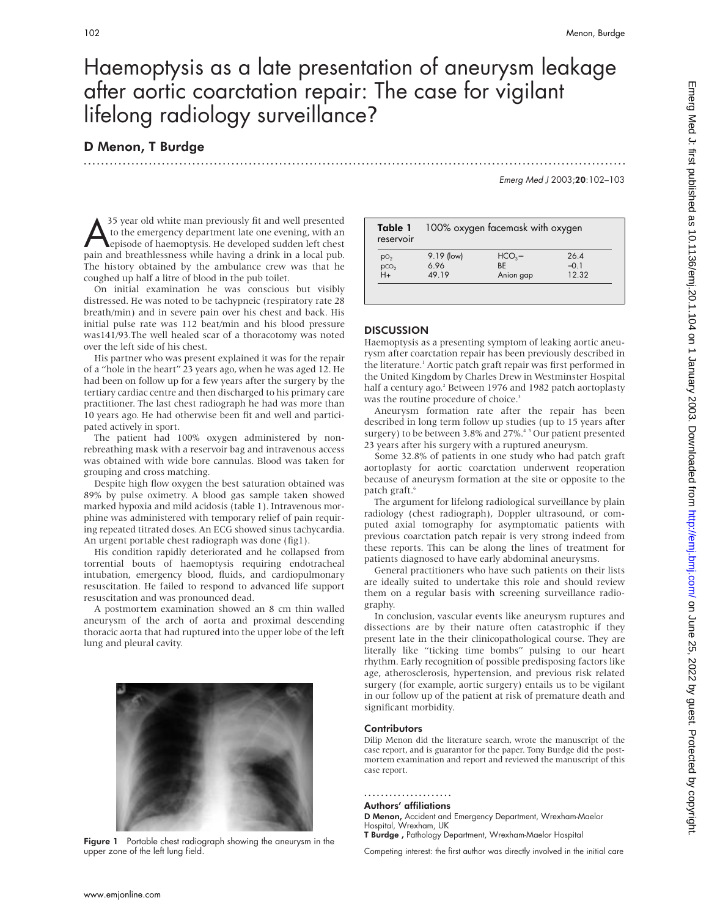# Haemoptysis as a late presentation of aneurysm leakage after aortic coarctation repair: The case for vigilant lifelong radiology surveillance?

## D Menon, T Burdge

A 35 year old white man previously fit and well presented to the emergency department late one evening, with an episode of haemoptysis. He developed sudden left chest pain and breathlessness while having a drink in a local pub. The history obtained by the ambulance crew was that he coughed up half a litre of blood in the pub toilet.

On initial examination he was conscious but visibly distressed. He was noted to be tachypneic (respiratory rate 28 breath/min) and in severe pain over his chest and back. His initial pulse rate was 112 beat/min and his blood pressure was141/93.The well healed scar of a thoracotomy was noted over the left side of his chest.

His partner who was present explained it was for the repair of a "hole in the heart" 23 years ago, when he was aged 12. He had been on follow up for a few years after the surgery by the tertiary cardiac centre and then discharged to his primary care practitioner. The last chest radiograph he had was more than 10 years ago. He had otherwise been fit and well and participated actively in sport.

The patient had 100% oxygen administered by non-rebreathing mask with a reservoir bag and intravenous access was obtained with wide bore cannulas. Blood was taken for grouping and cross matching.

Despite high flow oxygen the best saturation obtained was 89% by pulse oximetry. A blood gas sample taken showed marked hypoxia and mild acidosis (table 1). Intravenous morphine was administered with temporary relief of pain requiring repeated titrated doses. An ECG showed sinus tachycardia. An urgent portable chest radiograph was done (fig1).

His condition rapidly deteriorated and he collapsed from torrential bouts of haemoptysis requiring endotracheal intubation, emergency blood, fluids, and cardiopulmonary resuscitation. He failed to respond to advanced life support resuscitation and was pronounced dead.

A postmortem examination showed an 8 cm thin walled aneurysm of the arch of aorta and proximal descending thoracic aorta that had ruptured into the upper lobe of the left lung and pleural cavity.

Figure 1 Portable chest radiograph showing the aneurysm in the upper zone of the left lung field.

**Table 1** 100% oxygen facemask with oxygen reservoir

| | | | |
|---|---|---|---|
| $pO_2$ | 9.19 (low) | $HCO_3-$ | 26.4 |
| $pCO_2$ | 6.96 | BE | −0.1 |
| H+ | 49.19 | Anion gap | 12.32 |

## DISCUSSION

Haemoptysis as a presenting symptom of leaking aortic aneurysm after coarctation repair has been previously described in the literature.[1] Aortic patch graft repair was first performed in the United Kingdom by Charles Drew in Westminster Hospital half a century ago.[2] Between 1976 and 1982 patch aortoplasty was the routine procedure of choice.[3]

Aneurysm formation rate after the repair has been described in long term follow up studies (up to 15 years after surgery) to be between 3.8% and 27%.[4 5] Our patient presented 23 years after his surgery with a ruptured aneurysm.

Some 32.8% of patients in one study who had patch graft aortoplasty for aortic coarctation underwent reoperation because of aneurysm formation at the site or opposite to the patch graft.[6]

The argument for lifelong radiological surveillance by plain radiology (chest radiograph), Doppler ultrasound, or computed axial tomography for asymptomatic patients with previous coarctation patch repair is very strong indeed from these reports. This can be along the lines of treatment for patients diagnosed to have early abdominal aneurysms.

General practitioners who have such patients on their lists are ideally suited to undertake this role and should review them on a regular basis with screening surveillance radiography.

In conclusion, vascular events like aneurysm ruptures and dissections are by their nature often catastrophic if they present late in the their clinicopathological course. They are literally like "ticking time bombs" pulsing to our heart rhythm. Early recognition of possible predisposing factors like age, atherosclerosis, hypertension, and previous risk related surgery (for example, aortic surgery) entails us to be vigilant in our follow up of the patient at risk of premature death and significant morbidity.

### Contributors

Dilip Menon did the literature search, wrote the manuscript of the case report, and is guarantor for the paper. Tony Burdge did the postmortem examination and report and reviewed the manuscript of this case report.

### Authors' affiliations

**D Menon,** Accident and Emergency Department, Wrexham-Maelor Hospital, Wrexham, UK
**T Burdge ,** Pathology Department, Wrexham-Maelor Hospital

Competing interest: the first author was directly involved in the initial care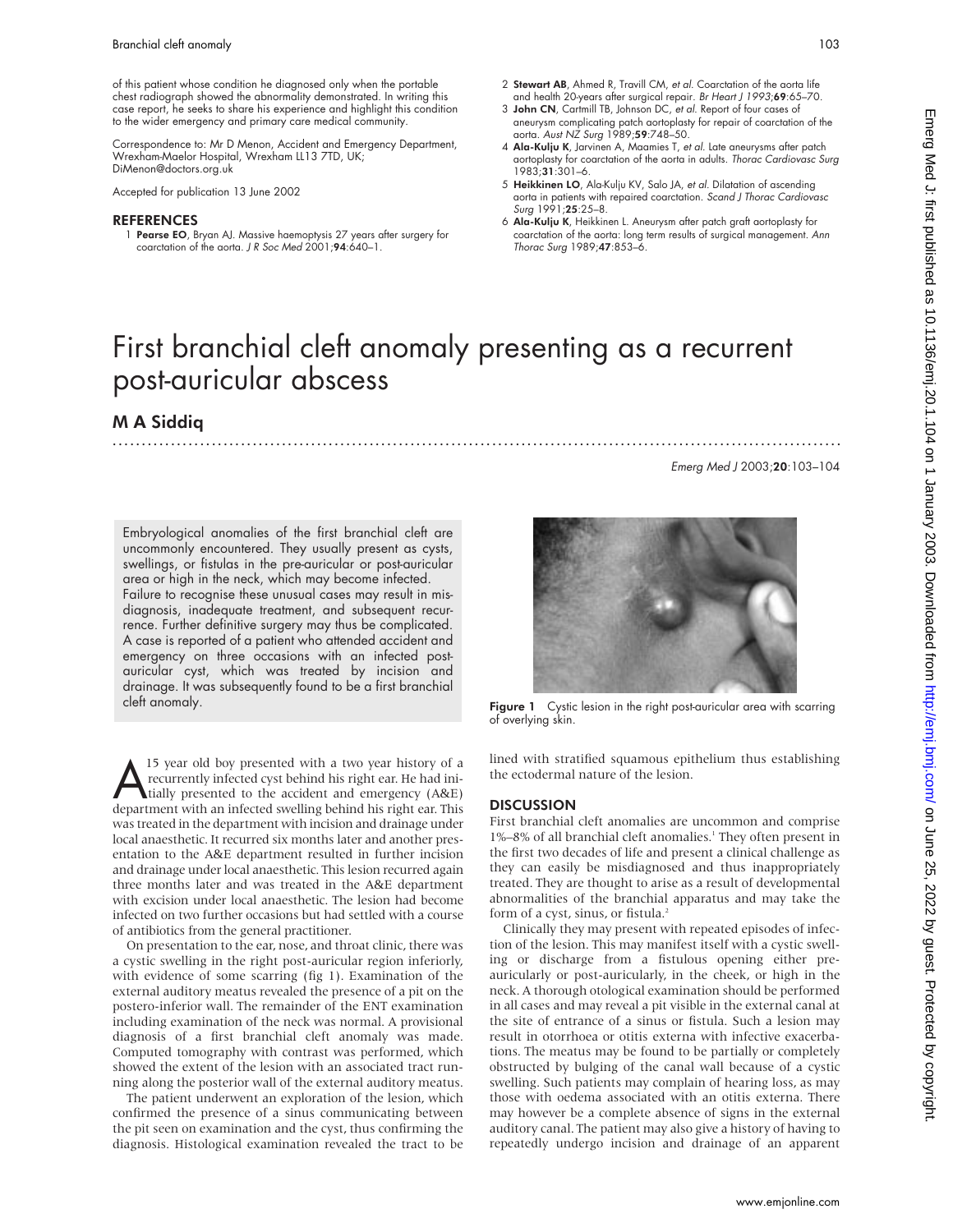of this patient whose condition he diagnosed only when the portable chest radiograph showed the abnormality demonstrated. In writing this case report, he seeks to share his experience and highlight this condition to the wider emergency and primary care medical community.

Correspondence to: Mr D Menon, Accident and Emergency Department, Wrexham-Maelor Hospital, Wrexham LL13 7TD, UK; DiMenon@doctors.org.uk

Accepted for publication 13 June 2002

## REFERENCES

1 **Pearse EO**, Bryan AJ. Massive haemoptysis 27 years after surgery for coarctation of the aorta. *J R Soc Med* 2001;**94**:640–1.

2 **Stewart AB**, Ahmed R, Travill CM, *et al*. Coarctation of the aorta life and health 20-years after surgical repair. *Br Heart J* 1993;**69**:65–70.

3 **John CN**, Cartmill TB, Johnson DC, *et al*. Report of four cases of aneurysm complicating patch aortoplasty for repair of coarctation of the aorta. *Aust NZ Surg* 1989;**59**:748–50.

4 **Ala-Kulju K**, Jarvinen A, Maamies T, *et al*. Late aneurysms after patch aortoplasty for coarctation of the aorta in adults. *Thorac Cardiovasc Surg* 1983;**31**:301–6.

5 **Heikkinen LO**, Ala-Kulju KV, Salo JA, *et al*. Dilatation of ascending aorta in patients with repaired coarctation. *Scand J Thorac Cardiovasc Surg* 1991;**25**:25–8.

6 **Ala-Kulju K**, Heikkinen L. Aneurysm after patch graft aortoplasty for coarctation of the aorta: long term results of surgical management. *Ann Thorac Surg* 1989;**47**:853–6.

# First branchial cleft anomaly presenting as a recurrent post-auricular abscess

## M A Siddiq

Embryological anomalies of the first branchial cleft are uncommonly encountered. They usually present as cysts, swellings, or fistulas in the pre-auricular or post-auricular area or high in the neck, which may become infected. Failure to recognise these unusual cases may result in misdiagnosis, inadequate treatment, and subsequent recurrence. Further definitive surgery may thus be complicated. A case is reported of a patient who attended accident and emergency on three occasions with an infected post-auricular cyst, which was treated by incision and drainage. It was subsequently found to be a first branchial cleft anomaly.

A 15 year old boy presented with a two year history of a recurrently infected cyst behind his right ear. He had initially presented to the accident and emergency (A&E) department with an infected swelling behind his right ear. This was treated in the department with incision and drainage under local anaesthetic. It recurred six months later and another presentation to the A&E department resulted in further incision and drainage under local anaesthetic. This lesion recurred again three months later and was treated in the A&E department with excision under local anaesthetic. The lesion had become infected on two further occasions but had settled with a course of antibiotics from the general practitioner.

On presentation to the ear, nose, and throat clinic, there was a cystic swelling in the right post-auricular region inferiorly, with evidence of some scarring (fig 1). Examination of the external auditory meatus revealed the presence of a pit on the postero-inferior wall. The remainder of the ENT examination including examination of the neck was normal. A provisional diagnosis of a first branchial cleft anomaly was made. Computed tomography with contrast was performed, which showed the extent of the lesion with an associated tract running along the posterior wall of the external auditory meatus.

The patient underwent an exploration of the lesion, which confirmed the presence of a sinus communicating between the pit seen on examination and the cyst, thus confirming the diagnosis. Histological examination revealed the tract to be lined with stratified squamous epithelium thus establishing the ectodermal nature of the lesion.

**Figure 1** Cystic lesion in the right post-auricular area with scarring of overlying skin.

## DISCUSSION

First branchial cleft anomalies are uncommon and comprise 1%–8% of all branchial cleft anomalies.[1] They often present in the first two decades of life and present a clinical challenge as they can easily be misdiagnosed and thus inappropriately treated. They are thought to arise as a result of developmental abnormalities of the branchial apparatus and may take the form of a cyst, sinus, or fistula.[2]

Clinically they may present with repeated episodes of infection of the lesion. This may manifest itself with a cystic swelling or discharge from a fistulous opening either pre-auricularly or post-auricularly, in the cheek, or high in the neck. A thorough otological examination should be performed in all cases and may reveal a pit visible in the external canal at the site of entrance of a sinus or fistula. Such a lesion may result in otorrhoea or otitis externa with infective exacerbations. The meatus may be found to be partially or completely obstructed by bulging of the canal wall because of a cystic swelling. Such patients may complain of hearing loss, as may those with oedema associated with an otitis externa. There may however be a complete absence of signs in the external auditory canal. The patient may also give a history of having to repeatedly undergo incision and drainage of an apparent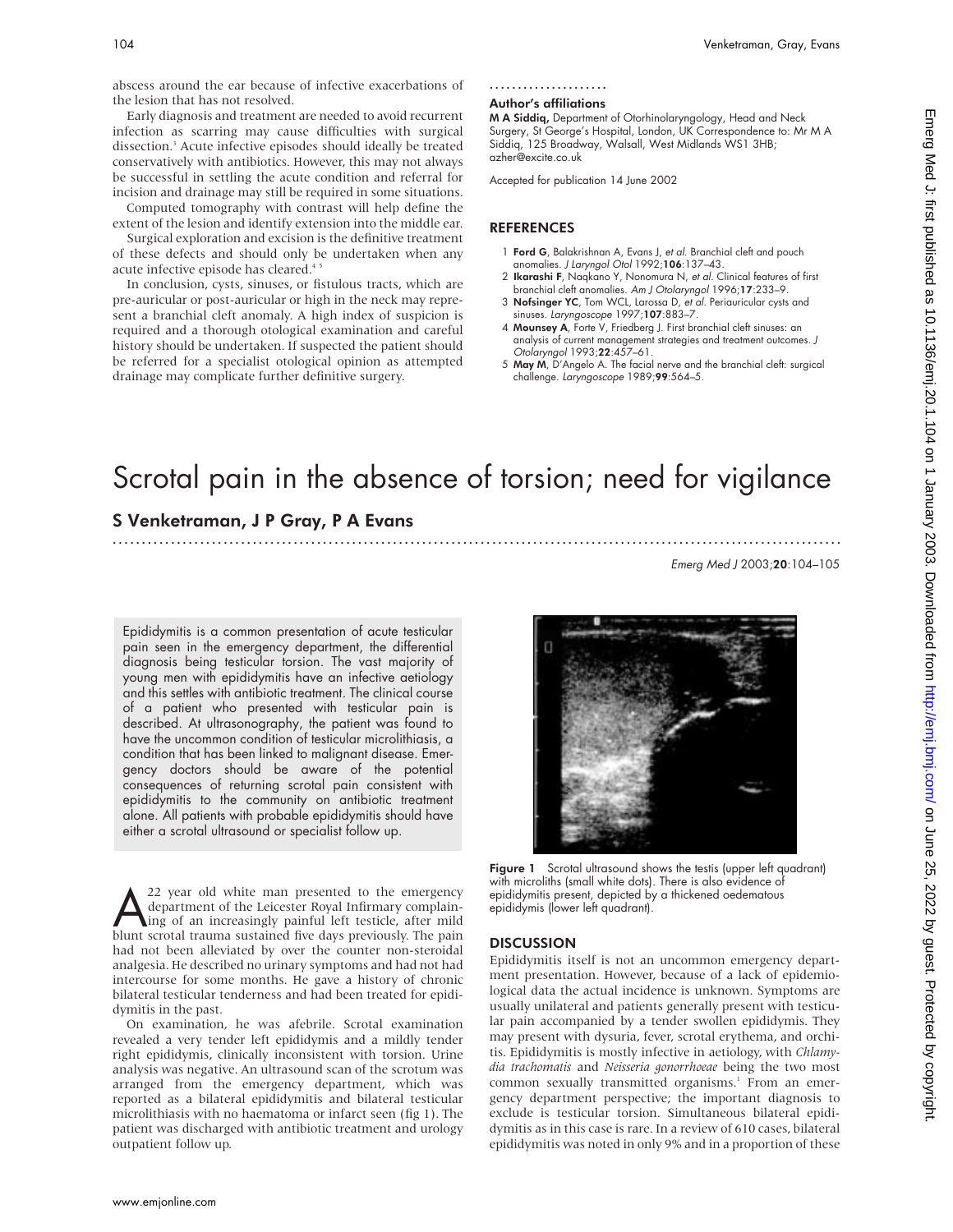abscess around the ear because of infective exacerbations of the lesion that has not resolved.

Early diagnosis and treatment are needed to avoid recurrent infection as scarring may cause difficulties with surgical dissection.[3] Acute infective episodes should ideally be treated conservatively with antibiotics. However, this may not always be successful in settling the acute condition and referral for incision and drainage may still be required in some situations.

Computed tomography with contrast will help define the extent of the lesion and identify extension into the middle ear.

Surgical exploration and excision is the definitive treatment of these defects and should only be undertaken when any acute infective episode has cleared.[4 5]

In conclusion, cysts, sinuses, or fistulous tracts, which are pre-auricular or post-auricular or high in the neck may represent a branchial cleft anomaly. A high index of suspicion is required and a thorough otological examination and careful history should be undertaken. If suspected the patient should be referred for a specialist otological opinion as attempted drainage may complicate further definitive surgery.

### Author's affiliations

**M A Siddiq,** Department of Otorhinolaryngology, Head and Neck Surgery, St George's Hospital, London, UK Correspondence to: Mr M A Siddiq, 125 Broadway, Walsall, West Midlands WS1 3HB; azher@excite.co.uk

Accepted for publication 14 June 2002

## REFERENCES

1. **Ford G**, Balakrishnan A, Evans J, *et al*. Branchial cleft and pouch anomalies. *J Laryngol Otol* 1992;**106**:137–43.
2. **Ikarashi F**, Naqkano Y, Nonomura N, *et al*. Clinical features of first branchial cleft anomalies. *Am J Otolaryngol* 1996;**17**:233–9.
3. **Nofsinger YC**, Tom WCL, Larossa D, *et al*. Periauricular cysts and sinuses. *Laryngoscope* 1997;**107**:883–7.
4. **Mounsey A**, Forte V, Friedberg J. First branchial cleft sinuses: an analysis of current management strategies and treatment outcomes. *J Otolaryngol* 1993;**22**:457–61.
5. **May M**, D'Angelo A. The facial nerve and the branchial cleft: surgical challenge. *Laryngoscope* 1989;**99**:564–5.

# Scrotal pain in the absence of torsion; need for vigilance

## S Venketraman, J P Gray, P A Evans

*Emerg Med J* 2003;**20**:104–105

Epididymitis is a common presentation of acute testicular pain seen in the emergency department, the differential diagnosis being testicular torsion. The vast majority of young men with epididymitis have an infective aetiology and this settles with antibiotic treatment. The clinical course of a patient who presented with testicular pain is described. At ultrasonography, the patient was found to have the uncommon condition of testicular microlithiasis, a condition that has been linked to malignant disease. Emergency doctors should be aware of the potential consequences of returning scrotal pain consistent with epididymitis to the community on antibiotic treatment alone. All patients with probable epididymitis should have either a scrotal ultrasound or specialist follow up.

A 22 year old white man presented to the emergency department of the Leicester Royal Infirmary complaining of an increasingly painful left testicle, after mild blunt scrotal trauma sustained five days previously. The pain had not been alleviated by over the counter non-steroidal analgesia. He described no urinary symptoms and had not had intercourse for some months. He gave a history of chronic bilateral testicular tenderness and had been treated for epididymitis in the past.

On examination, he was afebrile. Scrotal examination revealed a very tender left epididymis and a mildly tender right epididymis, clinically inconsistent with torsion. Urine analysis was negative. An ultrasound scan of the scrotum was arranged from the emergency department, which was reported as a bilateral epididymitis and bilateral testicular microlithiasis with no haematoma or infarct seen (fig 1). The patient was discharged with antibiotic treatment and urology outpatient follow up.

**Figure 1** Scrotal ultrasound shows the testis (upper left quadrant) with microliths (small white dots). There is also evidence of epididymitis present, depicted by a thickened oedematous epididymis (lower left quadrant).

## DISCUSSION

Epididymitis itself is not an uncommon emergency department presentation. However, because of a lack of epidemiological data the actual incidence is unknown. Symptoms are usually unilateral and patients generally present with testicular pain accompanied by a tender swollen epididymis. They may present with dysuria, fever, scrotal erythema, and orchitis. Epididymitis is mostly infective in aetiology, with *Chlamydia trachomatis* and *Neisseria gonorrhoeae* being the two most common sexually transmitted organisms.[1] From an emergency department perspective; the important diagnosis to exclude is testicular torsion. Simultaneous bilateral epididymitis as in this case is rare. In a review of 610 cases, bilateral epididymitis was noted in only 9% and in a proportion of these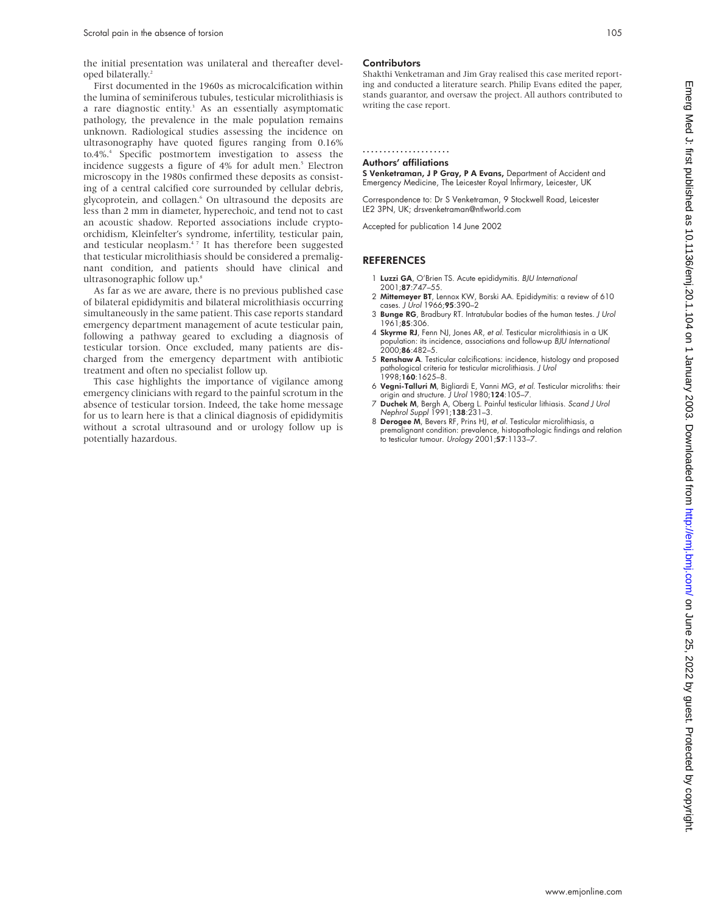the initial presentation was unilateral and thereafter developed bilaterally.[2]

First documented in the 1960s as microcalcification within the lumina of seminiferous tubules, testicular microlithiasis is a rare diagnostic entity.[3] As an essentially asymptomatic pathology, the prevalence in the male population remains unknown. Radiological studies assessing the incidence on ultrasonography have quoted figures ranging from 0.16% to.4%.[4] Specific postmortem investigation to assess the incidence suggests a figure of 4% for adult men.[5] Electron microscopy in the 1980s confirmed these deposits as consisting of a central calcified core surrounded by cellular debris, glycoprotein, and collagen.[6] On ultrasound the deposits are less than 2 mm in diameter, hyperechoic, and tend not to cast an acoustic shadow. Reported associations include cryptoorchidism, Kleinfelter's syndrome, infertility, testicular pain, and testicular neoplasm.[4,7] It has therefore been suggested that testicular microlithiasis should be considered a premalignant condition, and patients should have clinical and ultrasonographic follow up.[8]

As far as we are aware, there is no previous published case of bilateral epididymitis and bilateral microlithiasis occurring simultaneously in the same patient. This case reports standard emergency department management of acute testicular pain, following a pathway geared to excluding a diagnosis of testicular torsion. Once excluded, many patients are discharged from the emergency department with antibiotic treatment and often no specialist follow up.

This case highlights the importance of vigilance among emergency clinicians with regard to the painful scrotum in the absence of testicular torsion. Indeed, the take home message for us to learn here is that a clinical diagnosis of epididymitis without a scrotal ultrasound and or urology follow up is potentially hazardous.

### Contributors

Shakthi Venketraman and Jim Gray realised this case merited reporting and conducted a literature search. Philip Evans edited the paper, stands guarantor, and oversaw the project. All authors contributed to writing the case report.

### Authors' affiliations

**S Venketraman, J P Gray, P A Evans,** Department of Accident and Emergency Medicine, The Leicester Royal Infirmary, Leicester, UK

Correspondence to: Dr S Venketraman, 9 Stockwell Road, Leicester LE2 3PN, UK; drsvenketraman@ntlworld.com

Accepted for publication 14 June 2002

## REFERENCES

1. **Luzzi GA**, O'Brien TS. Acute epididymitis. *BJU International* 2001;**87**:747–55.
2. **Mittemeyer BT**, Lennox KW, Borski AA. Epididymitis: a review of 610 cases. *J Urol* 1966;**95**:390–2
3. **Bunge RG**, Bradbury RT. Intratubular bodies of the human testes. *J Urol* 1961;**85**:306.
4. **Skyrme RJ**, Fenn NJ, Jones AR, *et al*. Testicular microlithiasis in a UK population: its incidence, associations and follow-up *BJU International* 2000;**86**:482–5.
5. **Renshaw A**. Testicular calcifications: incidence, histology and proposed pathological criteria for testicular microlithiasis. *J Urol* 1998;**160**:1625–8.
6. **Vegni-Talluri M**, Bigliardi E, Vanni MG, *et al*. Testicular microliths: their origin and structure. *J Urol* 1980;**124**:105–7.
7. **Duchek M**, Bergh A, Oberg L. Painful testicular lithiasis. *Scand J Urol Nephrol Suppl* 1991;**138**:231–3.
8. **Derogee M**, Bevers RF, Prins HJ, *et al*. Testicular microlithiasis, a premalignant condition: prevalence, histopathologic findings and relation to testicular tumour. *Urology* 2001;**57**:1133–7.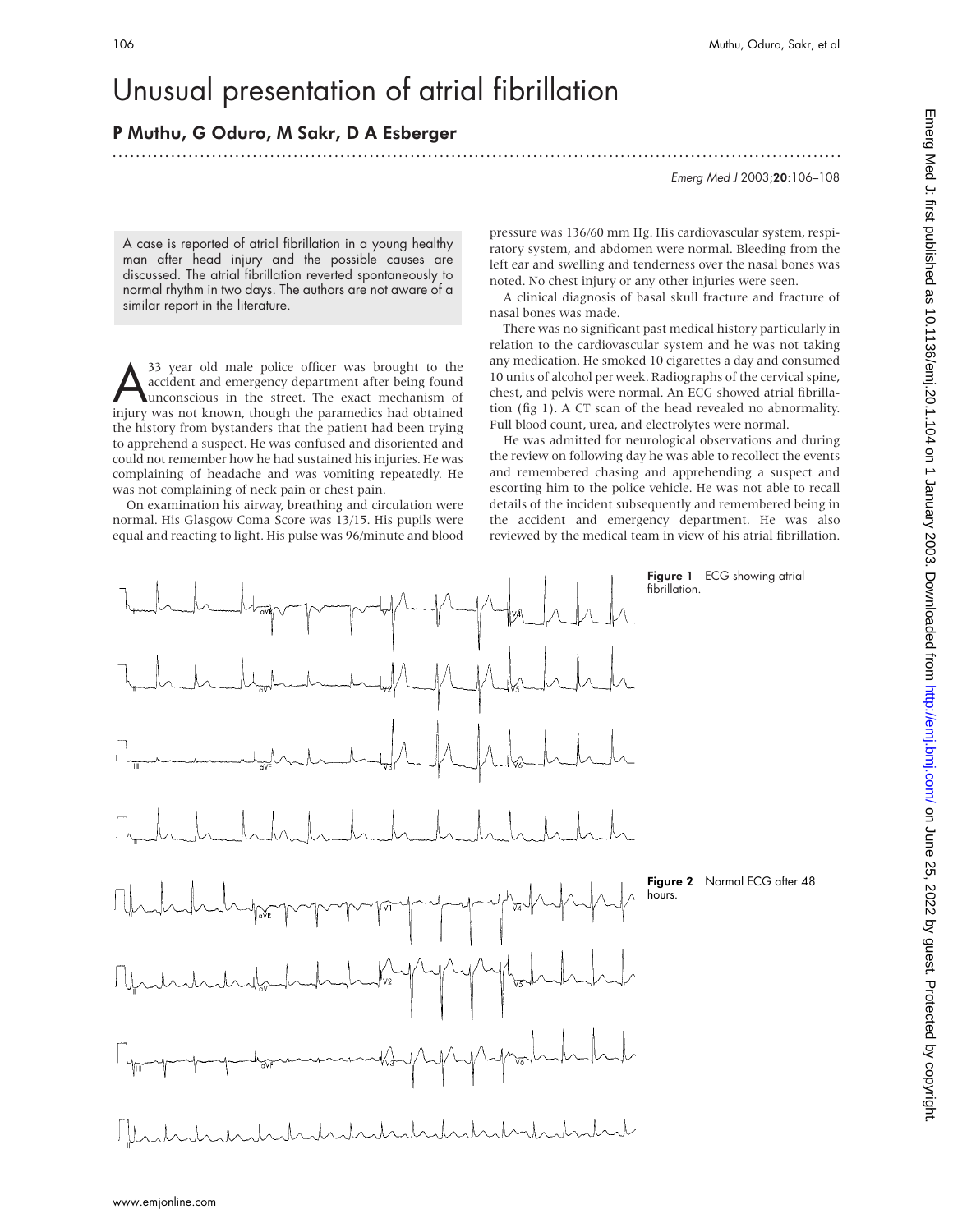# Unusual presentation of atrial fibrillation

## P Muthu, G Oduro, M Sakr, D A Esberger

A case is reported of atrial fibrillation in a young healthy man after head injury and the possible causes are discussed. The atrial fibrillation reverted spontaneously to normal rhythm in two days. The authors are not aware of a similar report in the literature.

A 33 year old male police officer was brought to the accident and emergency department after being found unconscious in the street. The exact mechanism of injury was not known, though the paramedics had obtained the history from bystanders that the patient had been trying to apprehend a suspect. He was confused and disoriented and could not remember how he had sustained his injuries. He was complaining of headache and was vomiting repeatedly. He was not complaining of neck pain or chest pain.

On examination his airway, breathing and circulation were normal. His Glasgow Coma Score was 13/15. His pupils were equal and reacting to light. His pulse was 96/minute and blood pressure was 136/60 mm Hg. His cardiovascular system, respiratory system, and abdomen were normal. Bleeding from the left ear and swelling and tenderness over the nasal bones was noted. No chest injury or any other injuries were seen.

A clinical diagnosis of basal skull fracture and fracture of nasal bones was made.

There was no significant past medical history particularly in relation to the cardiovascular system and he was not taking any medication. He smoked 10 cigarettes a day and consumed 10 units of alcohol per week. Radiographs of the cervical spine, chest, and pelvis were normal. An ECG showed atrial fibrillation (fig 1). A CT scan of the head revealed no abnormality. Full blood count, urea, and electrolytes were normal.

He was admitted for neurological observations and during the review on following day he was able to recollect the events and remembered chasing and apprehending a suspect and escorting him to the police vehicle. He was not able to recall details of the incident subsequently and remembered being in the accident and emergency department. He was also reviewed by the medical team in view of his atrial fibrillation.

Figure 1 ECG showing atrial fibrillation.

Figure 2 Normal ECG after 48 hours.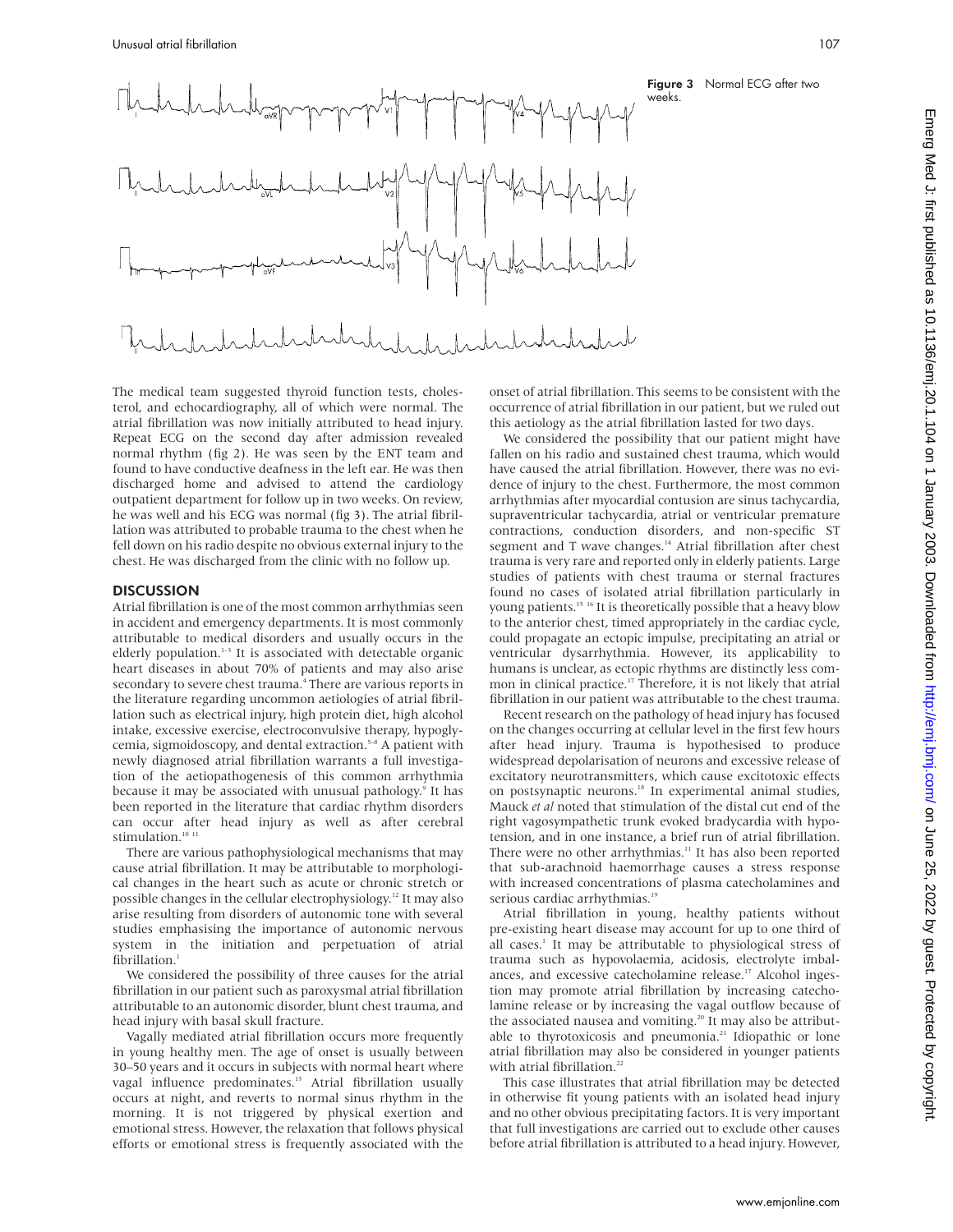Figure 3 Normal ECG after two weeks.

The medical team suggested thyroid function tests, cholesterol, and echocardiography, all of which were normal. The atrial fibrillation was now initially attributed to head injury. Repeat ECG on the second day after admission revealed normal rhythm (fig 2). He was seen by the ENT team and found to have conductive deafness in the left ear. He was then discharged home and advised to attend the cardiology outpatient department for follow up in two weeks. On review, he was well and his ECG was normal (fig 3). The atrial fibrillation was attributed to probable trauma to the chest when he fell down on his radio despite no obvious external injury to the chest. He was discharged from the clinic with no follow up.

## DISCUSSION

Atrial fibrillation is one of the most common arrhythmias seen in accident and emergency departments. It is most commonly attributable to medical disorders and usually occurs in the elderly population.[1–3] It is associated with detectable organic heart diseases in about 70% of patients and may also arise secondary to severe chest trauma.[4] There are various reports in the literature regarding uncommon aetiologies of atrial fibrillation such as electrical injury, high protein diet, high alcohol intake, excessive exercise, electroconvulsive therapy, hypoglycemia, sigmoidoscopy, and dental extraction.[5–8] A patient with newly diagnosed atrial fibrillation warrants a full investigation of the aetiopathogenesis of this common arrhythmia because it may be associated with unusual pathology.[9] It has been reported in the literature that cardiac rhythm disorders can occur after head injury as well as after cerebral stimulation.[10 11]

There are various pathophysiological mechanisms that may cause atrial fibrillation. It may be attributable to morphological changes in the heart such as acute or chronic stretch or possible changes in the cellular electrophysiology.[12] It may also arise resulting from disorders of autonomic tone with several studies emphasising the importance of autonomic nervous system in the initiation and perpetuation of atrial fibrillation.[1]

We considered the possibility of three causes for the atrial fibrillation in our patient such as paroxysmal atrial fibrillation attributable to an autonomic disorder, blunt chest trauma, and head injury with basal skull fracture.

Vagally mediated atrial fibrillation occurs more frequently in young healthy men. The age of onset is usually between 30–50 years and it occurs in subjects with normal heart where vagal influence predominates.[13] Atrial fibrillation usually occurs at night, and reverts to normal sinus rhythm in the morning. It is not triggered by physical exertion and emotional stress. However, the relaxation that follows physical efforts or emotional stress is frequently associated with the onset of atrial fibrillation. This seems to be consistent with the occurrence of atrial fibrillation in our patient, but we ruled out this aetiology as the atrial fibrillation lasted for two days.

We considered the possibility that our patient might have fallen on his radio and sustained chest trauma, which would have caused the atrial fibrillation. However, there was no evidence of injury to the chest. Furthermore, the most common arrhythmias after myocardial contusion are sinus tachycardia, supraventricular tachycardia, atrial or ventricular premature contractions, conduction disorders, and non-specific ST segment and T wave changes.[14] Atrial fibrillation after chest trauma is very rare and reported only in elderly patients. Large studies of patients with chest trauma or sternal fractures found no cases of isolated atrial fibrillation particularly in young patients.[15 16] It is theoretically possible that a heavy blow to the anterior chest, timed appropriately in the cardiac cycle, could propagate an ectopic impulse, precipitating an atrial or ventricular dysarrhythmia. However, its applicability to humans is unclear, as ectopic rhythms are distinctly less common in clinical practice.[17] Therefore, it is not likely that atrial fibrillation in our patient was attributable to the chest trauma.

Recent research on the pathology of head injury has focused on the changes occurring at cellular level in the first few hours after head injury. Trauma is hypothesised to produce widespread depolarisation of neurons and excessive release of excitatory neurotransmitters, which cause excitotoxic effects on postsynaptic neurons.[18] In experimental animal studies, Mauck *et al* noted that stimulation of the distal cut end of the right vagosympathetic trunk evoked bradycardia with hypotension, and in one instance, a brief run of atrial fibrillation. There were no other arrhythmias.[11] It has also been reported that sub-arachnoid haemorrhage causes a stress response with increased concentrations of plasma catecholamines and serious cardiac arrhythmias.[19]

Atrial fibrillation in young, healthy patients without pre-existing heart disease may account for up to one third of all cases.[1] It may be attributable to physiological stress of trauma such as hypovolaemia, acidosis, electrolyte imbalances, and excessive catecholamine release.[17] Alcohol ingestion may promote atrial fibrillation by increasing catecholamine release or by increasing the vagal outflow because of the associated nausea and vomiting.[20] It may also be attributable to thyrotoxicosis and pneumonia.[21] Idiopathic or lone atrial fibrillation may also be considered in younger patients with atrial fibrillation.[22]

This case illustrates that atrial fibrillation may be detected in otherwise fit young patients with an isolated head injury and no other obvious precipitating factors. It is very important that full investigations are carried out to exclude other causes before atrial fibrillation is attributed to a head injury. However,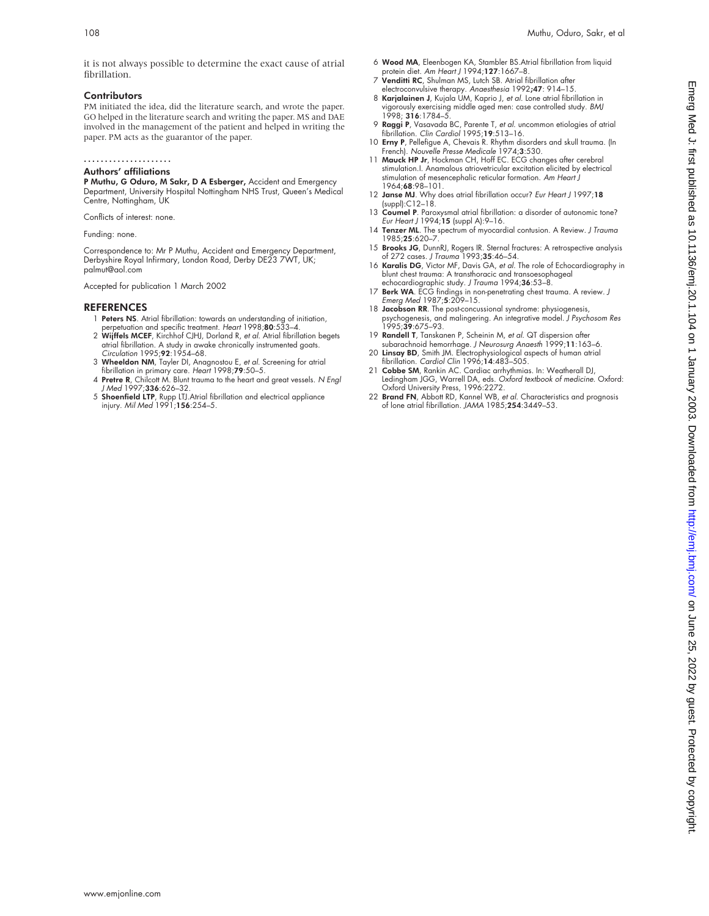it is not always possible to determine the exact cause of atrial fibrillation.

### Contributors

PM initiated the idea, did the literature search, and wrote the paper. GO helped in the literature search and writing the paper. MS and DAE involved in the management of the patient and helped in writing the paper. PM acts as the guarantor of the paper.

### Authors' affiliations

**P Muthu, G Oduro, M Sakr, D A Esberger,** Accident and Emergency Department, University Hospital Nottingham NHS Trust, Queen's Medical Centre, Nottingham, UK

Conflicts of interest: none.

Funding: none.

Correspondence to: Mr P Muthu, Accident and Emergency Department, Derbyshire Royal Infirmary, London Road, Derby DE23 7WT, UK; palmut@aol.com

Accepted for publication 1 March 2002

## REFERENCES

1. **Peters NS**. Atrial fibrillation: towards an understanding of initiation, perpetuation and specific treatment. *Heart* 1998;**80**:533–4.
2. **Wijffels MCEF**, Kirchhof CJHJ, Dorland R, *et al*. Atrial fibrillation begets atrial fibrillation. A study in awake chronically instrumented goats. *Circulation* 1995;**92**:1954–68.
3. **Wheeldon NM**, Tayler DI, Anagnostou E, *et al*. Screening for atrial fibrillation in primary care. *Heart* 1998;**79**:50–5.
4. **Pretre R**, Chilcott M. Blunt trauma to the heart and great vessels. *N Engl J Med* 1997;**336**:626–32.
5. **Shoenfield LTP**, Rupp LTJ.Atrial fibrillation and electrical appliance injury. *Mil Med* 1991;**156**:254–5.
6. **Wood MA**, Eleenbogen KA, Stambler BS.Atrial fibrillation from liquid protein diet. *Am Heart J* 1994;**127**:1667–8.
7. **Venditti RC**, Shulman MS, Lutch SB. Atrial fibrillation after electroconvulsive therapy. *Anaesthesia* 1992**;47**: 914–15.
8. **Karjalainen J**, Kujala UM, Kaprio J, *et al*. Lone atrial fibrillation in vigorously exercising middle aged men: case controlled study. *BMJ* 1998; **316**:1784–5.
9. **Raggi P**, Vasavada BC, Parente T, *et al*. uncommon etiologies of atrial fibrillation. *Clin Cardiol* 1995;**19**:513–16.
10. **Erny P**, Pellefigue A, Chevais R. Rhythm disorders and skull trauma. (In French). *Nouvelle Presse Medicale* 1974;**3**:530.
11. **Mauck HP Jr**, Hockman CH, Hoff EC. ECG changes after cerebral stimulation.I. Anamalous atriovetricular excitation elicited by electrical stimulation of mesencephalic reticular formation. *Am Heart J* 1964;**68**:98–101.
12. **Janse MJ**. Why does atrial fibrillation occur? *Eur Heart J* 1997;**18** (suppl):C12–18.
13. **Coumel P**. Paroxysmal atrial fibrillation: a disorder of autonomic tone? *Eur Heart J* 1994;**15** (suppl A):9–16.
14. **Tenzer ML**. The spectrum of myocardial contusion. A Review. *J Trauma* 1985;**25**:620–7.
15. **Brooks JG**, DunnRJ, Rogers IR. Sternal fractures: A retrospective analysis of 272 cases. *J Trauma* 1993;**35**:46–54.
16. **Karalis DG**, Victor MF, Davis GA, *et al*. The role of Echocardiography in blunt chest trauma: A transthoracic and transoesophageal echocardiographic study. *J Trauma* 1994;**36**:53–8.
17. **Berk WA**. ECG findings in non-penetrating chest trauma. A review. *J Emerg Med* 1987;**5**:209–15.
18. **Jacobson RR**. The post-concussional syndrome: physiogenesis, psychogenesis, and malingering. An integrative model. *J Psychosom Res* 1995;**39**:675–93.
19. **Randell T**, Tanskanen P, Scheinin M, *et al*. QT dispersion after subarachnoid hemorrhage. *J Neurosurg Anaesth* 1999;**11**:163–6.
20. **Linsay BD**, Smith JM. Electrophysiological aspects of human atrial fibrillation. *Cardiol Clin* 1996;**14**:483–505.
21. **Cobbe SM**, Rankin AC. Cardiac arrhythmias. In: Weatherall DJ, Ledingham JGG, Warrell DA, eds. *Oxford textbook of medicine.* Oxford: Oxford University Press, 1996:2272.
22. **Brand FN**, Abbott RD, Kannel WB, *et al*. Characteristics and prognosis of lone atrial fibrillation. *JAMA* 1985;**254**:3449–53.